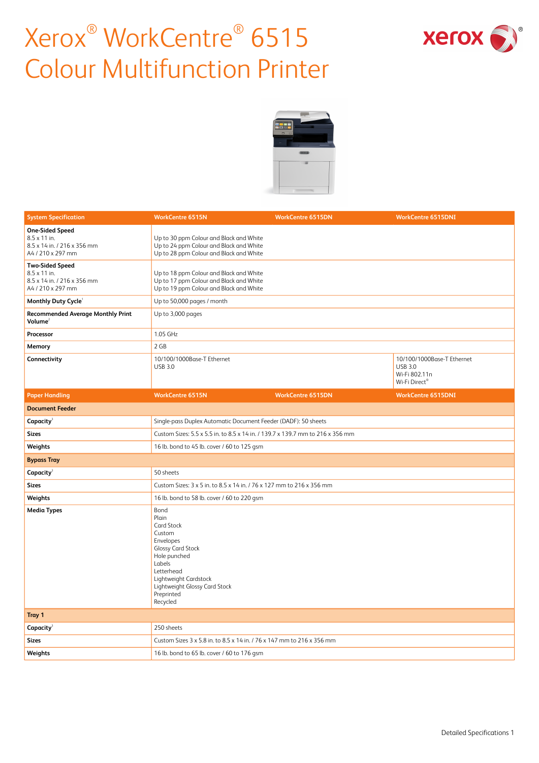# Xerox® WorkCentre® 6515 Colour Multifunction Printer

| System Specification | WorkCentre 6515N | WorkCentre 6515DN | WorkCentre 6515DNI |
|---|---|---|---|
| **One-Sided Speed**<br>8.5 x 11 in.<br>8.5 x 14 in. / 216 x 356 mm<br>A4 / 210 x 297 mm | <br>Up to 30 ppm Colour and Black and White<br>Up to 24 ppm Colour and Black and White<br>Up to 28 ppm Colour and Black and White | | |
| **Two-Sided Speed**<br>8.5 x 11 in.<br>8.5 x 14 in. / 216 x 356 mm<br>A4 / 210 x 297 mm | <br>Up to 18 ppm Colour and Black and White<br>Up to 17 ppm Colour and Black and White<br>Up to 19 ppm Colour and Black and White | | |
| **Monthly Duty Cycle**[1] | Up to 50,000 pages / month | | |
| **Recommended Average Monthly Print Volume**[2] | Up to 3,000 pages | | |
| **Processor** | 1.05 GHz | | |
| **Memory** | 2 GB | | |
| **Connectivity** | 10/100/1000Base-T Ethernet<br>USB 3.0 | | 10/100/1000Base-T Ethernet<br>USB 3.0<br>Wi-Fi 802.11n<br>Wi-Fi Direct® |

| Paper Handling | WorkCentre 6515N | WorkCentre 6515DN | WorkCentre 6515DNI |
|---|---|---|---|
| **Document Feeder** | | | |
| **Capacity**[3] | Single-pass Duplex Automatic Document Feeder (DADF): 50 sheets | | |
| **Sizes** | Custom Sizes: 5.5 x 5.5 in. to 8.5 x 14 in. / 139.7 x 139.7 mm to 216 x 356 mm | | |
| **Weights** | 16 lb. bond to 45 lb. cover / 60 to 125 gsm | | |
| **Bypass Tray** | | | |
| **Capacity**[3] | 50 sheets | | |
| **Sizes** | Custom Sizes: 3 x 5 in. to 8.5 x 14 in. / 76 x 127 mm to 216 x 356 mm | | |
| **Weights** | 16 lb. bond to 58 lb. cover / 60 to 220 gsm | | |
| **Media Types** | Bond<br>Plain<br>Card Stock<br>Custom<br>Envelopes<br>Glossy Card Stock<br>Hole punched<br>Labels<br>Letterhead<br>Lightweight Cardstock<br>Lightweight Glossy Card Stock<br>Preprinted<br>Recycled | | |
| **Tray 1** | | | |
| **Capacity**[3] | 250 sheets | | |
| **Sizes** | Custom Sizes 3 x 5.8 in. to 8.5 x 14 in. / 76 x 147 mm to 216 x 356 mm | | |
| **Weights** | 16 lb. bond to 65 lb. cover / 60 to 176 gsm | | |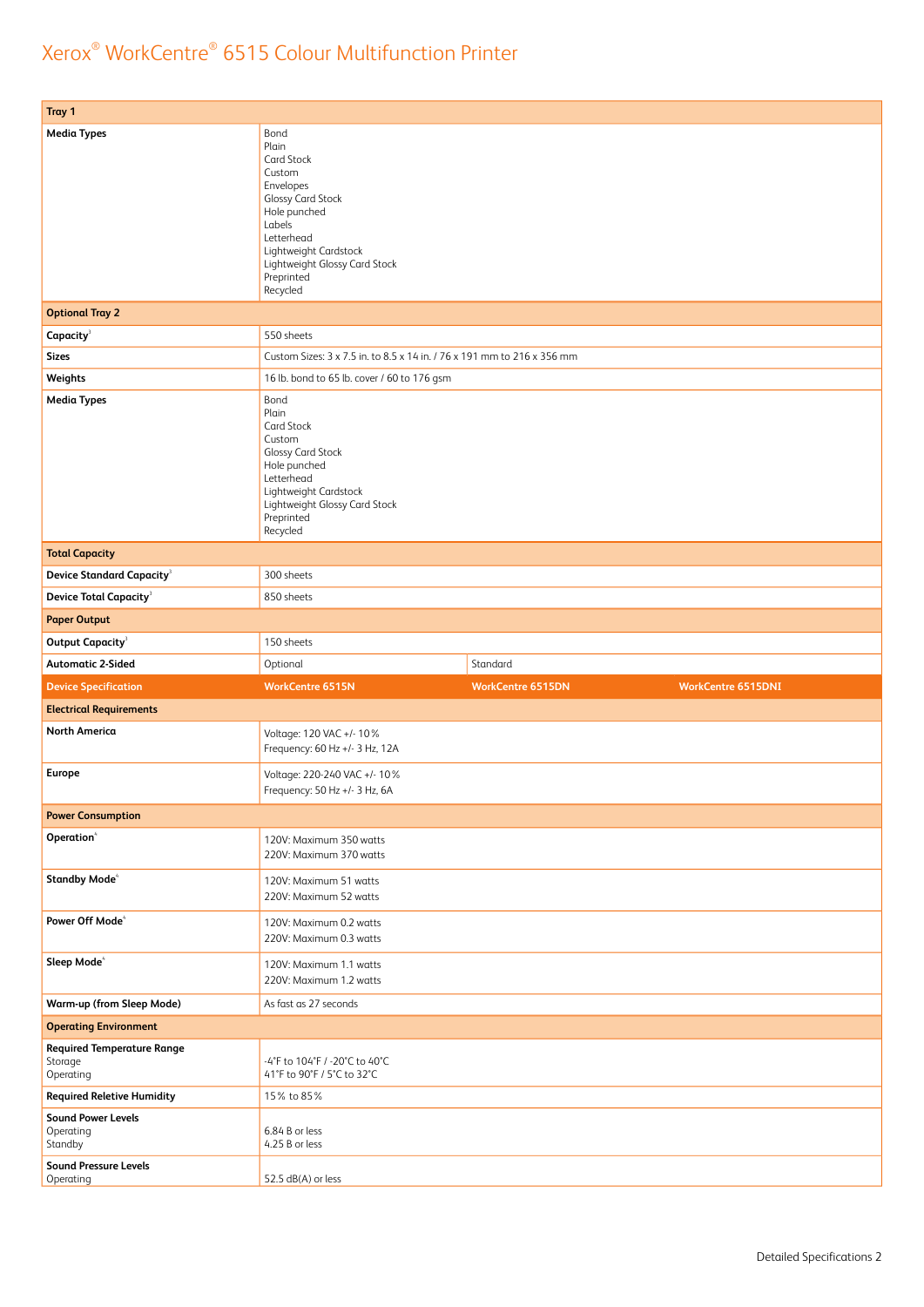# Xerox® WorkCentre® 6515 Colour Multifunction Printer

| Tray 1 | | | |
|---|---|---|---|
| **Media Types** | Bond<br>Plain<br>Card Stock<br>Custom<br>Envelopes<br>Glossy Card Stock<br>Hole punched<br>Labels<br>Letterhead<br>Lightweight Cardstock<br>Lightweight Glossy Card Stock<br>Preprinted<br>Recycled | | |
| **Optional Tray 2** | | | |
| **Capacity**[3] | 550 sheets | | |
| **Sizes** | Custom Sizes: 3 x 7.5 in. to 8.5 x 14 in. / 76 x 191 mm to 216 x 356 mm | | |
| **Weights** | 16 lb. bond to 65 lb. cover / 60 to 176 gsm | | |
| **Media Types** | Bond<br>Plain<br>Card Stock<br>Custom<br>Glossy Card Stock<br>Hole punched<br>Letterhead<br>Lightweight Cardstock<br>Lightweight Glossy Card Stock<br>Preprinted<br>Recycled | | |
| **Total Capacity** | | | |
| **Device Standard Capacity**[3] | 300 sheets | | |
| **Device Total Capacity**[3] | 850 sheets | | |
| **Paper Output** | | | |
| **Output Capacity**[3] | 150 sheets | | |
| **Automatic 2-Sided** | Optional | Standard | |

| Device Specification | WorkCentre 6515N | WorkCentre 6515DN | WorkCentre 6515DNI |
|---|---|---|---|
| **Electrical Requirements** | | | |
| **North America** | Voltage: 120 VAC +/- 10%<br>Frequency: 60 Hz +/- 3 Hz, 12A | | |
| **Europe** | Voltage: 220-240 VAC +/- 10%<br>Frequency: 50 Hz +/- 3 Hz, 6A | | |
| **Power Consumption** | | | |
| **Operation**[4] | 120V: Maximum 350 watts<br>220V: Maximum 370 watts | | |
| **Standby Mode**[4] | 120V: Maximum 51 watts<br>220V: Maximum 52 watts | | |
| **Power Off Mode**[4] | 120V: Maximum 0.2 watts<br>220V: Maximum 0.3 watts | | |
| **Sleep Mode**[4] | 120V: Maximum 1.1 watts<br>220V: Maximum 1.2 watts | | |
| **Warm-up (from Sleep Mode)** | As fast as 27 seconds | | |
| **Operating Environment** | | | |
| **Required Temperature Range**<br>Storage<br>Operating | -4°F to 104°F / -20°C to 40°C<br>41°F to 90°F / 5°C to 32°C | | |
| **Required Relative Humidity** | 15% to 85% | | |
| **Sound Power Levels**<br>Operating<br>Standby | 6.84 B or less<br>4.25 B or less | | |
| **Sound Pressure Levels**<br>Operating | 52.5 dB(A) or less | | |

Detailed Specifications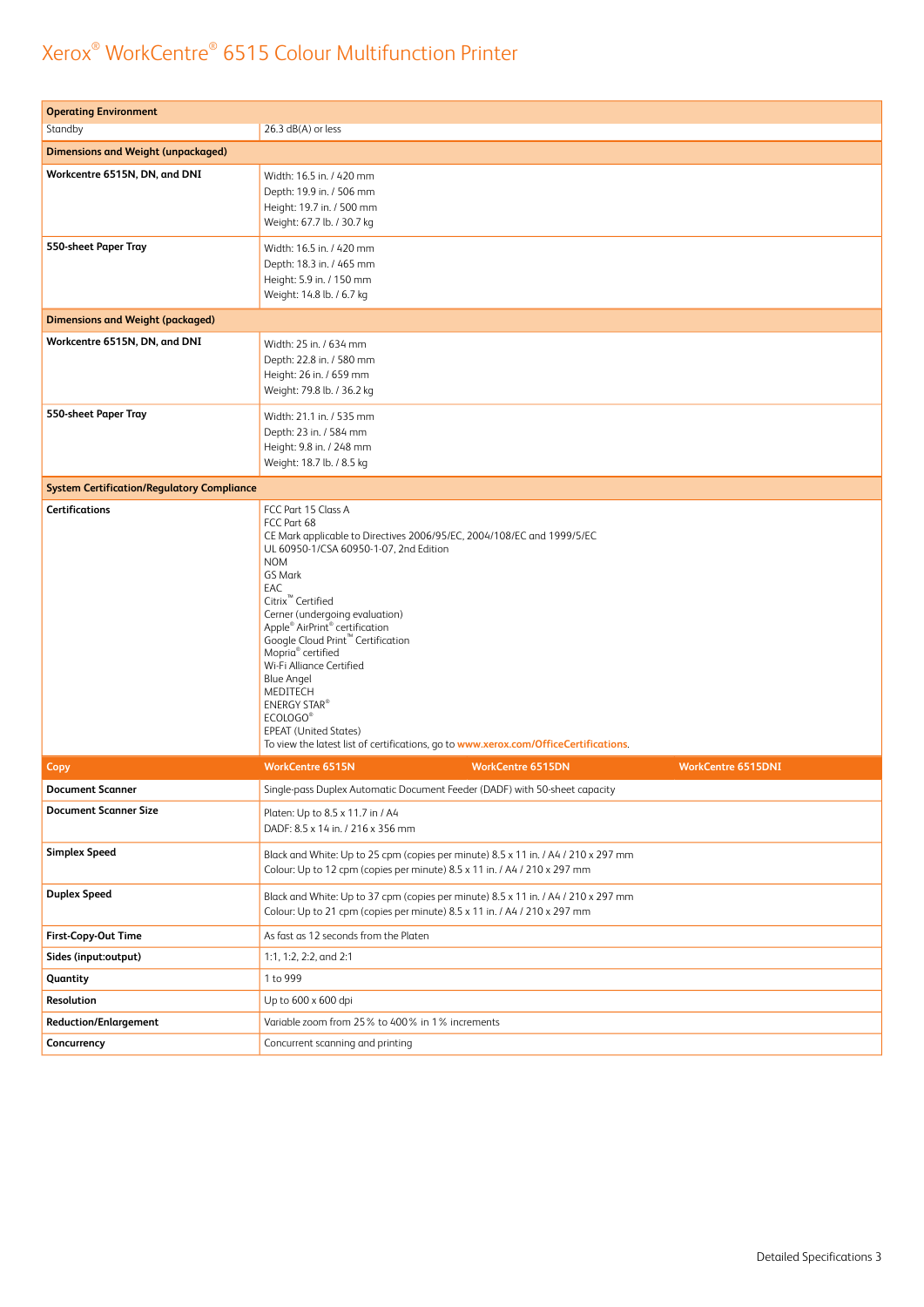# Xerox® WorkCentre® 6515 Colour Multifunction Printer

| Operating Environment | |
|---|---|
| Standby | 26.3 dB(A) or less |
| **Dimensions and Weight (unpackaged)** | |
| **Workcentre 6515N, DN, and DNI** | Width: 16.5 in. / 420 mm<br>Depth: 19.9 in. / 506 mm<br>Height: 19.7 in. / 500 mm<br>Weight: 67.7 lb. / 30.7 kg |
| **550-sheet Paper Tray** | Width: 16.5 in. / 420 mm<br>Depth: 18.3 in. / 465 mm<br>Height: 5.9 in. / 150 mm<br>Weight: 14.8 lb. / 6.7 kg |
| **Dimensions and Weight (packaged)** | |
| **Workcentre 6515N, DN, and DNI** | Width: 25 in. / 634 mm<br>Depth: 22.8 in. / 580 mm<br>Height: 26 in. / 659 mm<br>Weight: 79.8 lb. / 36.2 kg |
| **550-sheet Paper Tray** | Width: 21.1 in. / 535 mm<br>Depth: 23 in. / 584 mm<br>Height: 9.8 in. / 248 mm<br>Weight: 18.7 lb. / 8.5 kg |
| **System Certification/Regulatory Compliance** | |
| **Certifications** | FCC Part 15 Class A<br>FCC Part 68<br>CE Mark applicable to Directives 2006/95/EC, 2004/108/EC and 1999/5/EC<br>UL 60950-1/CSA 60950-1-07, 2nd Edition<br>NOM<br>GS Mark<br>EAC<br>Citrix™ Certified<br>Cerner (undergoing evaluation)<br>Apple® AirPrint® certification<br>Google Cloud Print™ Certification<br>Mopria® certified<br>Wi-Fi Alliance Certified<br>Blue Angel<br>MEDITECH<br>ENERGY STAR®<br>ECOLOGO®<br>EPEAT (United States)<br>To view the latest list of certifications, go to www.xerox.com/OfficeCertifications. |

| Copy | WorkCentre 6515N | WorkCentre 6515DN | WorkCentre 6515DNI |
|---|---|---|---|
| **Document Scanner** | Single-pass Duplex Automatic Document Feeder (DADF) with 50-sheet capacity | | |
| **Document Scanner Size** | Platen: Up to 8.5 x 11.7 in / A4<br>DADF: 8.5 x 14 in. / 216 x 356 mm | | |
| **Simplex Speed** | Black and White: Up to 25 cpm (copies per minute) 8.5 x 11 in. / A4 / 210 x 297 mm<br>Colour: Up to 12 cpm (copies per minute) 8.5 x 11 in. / A4 / 210 x 297 mm | | |
| **Duplex Speed** | Black and White: Up to 37 cpm (copies per minute) 8.5 x 11 in. / A4 / 210 x 297 mm<br>Colour: Up to 21 cpm (copies per minute) 8.5 x 11 in. / A4 / 210 x 297 mm | | |
| **First-Copy-Out Time** | As fast as 12 seconds from the Platen | | |
| **Sides (input:output)** | 1:1, 1:2, 2:2, and 2:1 | | |
| **Quantity** | 1 to 999 | | |
| **Resolution** | Up to 600 x 600 dpi | | |
| **Reduction/Enlargement** | Variable zoom from 25% to 400% in 1% increments | | |
| **Concurrency** | Concurrent scanning and printing | | |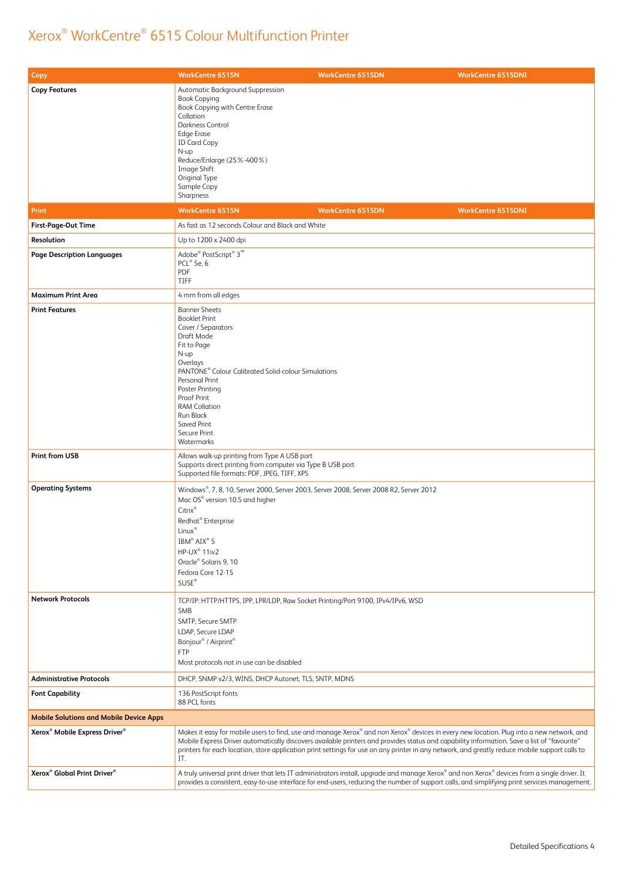# Xerox® WorkCentre® 6515 Colour Multifunction Printer

| Copy | WorkCentre 6515N | WorkCentre 6515DN | WorkCentre 6515DNI |
|---|---|---|---|
| **Copy Features** | Automatic Background Suppression<br>Book Copying<br>Book Copying with Centre Erase<br>Collation<br>Darkness Control<br>Edge Erase<br>ID Card Copy<br>N-up<br>Reduce/Enlarge (25 %-400 %)<br>Image Shift<br>Original Type<br>Sample Copy<br>Sharpness | | |
| **Print** | **WorkCentre 6515N** | **WorkCentre 6515DN** | **WorkCentre 6515DNI** |
| **First-Page-Out Time** | As fast as 12 seconds Colour and Black and White | | |
| **Resolution** | Up to 1200 x 2400 dpi | | |
| **Page Description Languages** | Adobe® PostScript® 3™<br>PCL® 5e, 6<br>PDF<br>TIFF | | |
| **Maximum Print Area** | 4 mm from all edges | | |
| **Print Features** | Banner Sheets<br>Booklet Print<br>Cover / Separators<br>Draft Mode<br>Fit to Page<br>N-up<br>Overlays<br>PANTONE® Colour Calibrated Solid-colour Simulations<br>Personal Print<br>Poster Printing<br>Proof Print<br>RAM Collation<br>Run Black<br>Saved Print<br>Secure Print<br>Watermarks | | |
| **Print from USB** | Allows walk-up printing from Type A USB port<br>Supports direct printing from computer via Type B USB port<br>Supported file formats: PDF, JPEG, TIFF, XPS | | |
| **Operating Systems** | Windows®, 7, 8, 10, Server 2000, Server 2003, Server 2008, Server 2008 R2, Server 2012<br>Mac OS® version 10.5 and higher<br>Citrix®<br>Redhat® Enterprise<br>Linux®<br>IBM® AIX® 5<br>HP-UX® 11iv2<br>Oracle® Solaris 9, 10<br>Fedora Core 12-15<br>SUSE® | | |
| **Network Protocols** | TCP/IP: HTTP/HTTPS, IPP, LPR/LDP, Raw Socket Printing/Port 9100, IPv4/IPv6, WSD<br>SMB<br>SMTP, Secure SMTP<br>LDAP, Secure LDAP<br>Bonjour® / Airprint®<br>FTP<br>Most protocols not in use can be disabled | | |
| **Administrative Protocols** | DHCP, SNMP v2/3, WINS, DHCP Autonet, TLS, SNTP, MDNS | | |
| **Font Capability** | 136 PostScript fonts<br>88 PCL fonts | | |
| **Mobile Solutions and Mobile Device Apps** | | | |
| **Xerox® Mobile Express Driver®** | Makes it easy for mobile users to find, use and manage Xerox® and non Xerox® devices in every new location. Plug into a new network, and Mobile Express Driver automatically discovers available printers and provides status and capability information. Save a list of "favourite" printers for each location, store application print settings for use on any printer in any network, and greatly reduce mobile support calls to IT. | | |
| **Xerox® Global Print Driver®** | A truly universal print driver that lets IT administrators install, upgrade and manage Xerox® and non Xerox® devices from a single driver. It provides a consistent, easy-to-use interface for end-users, reducing the number of support calls, and simplifying print services management. | | |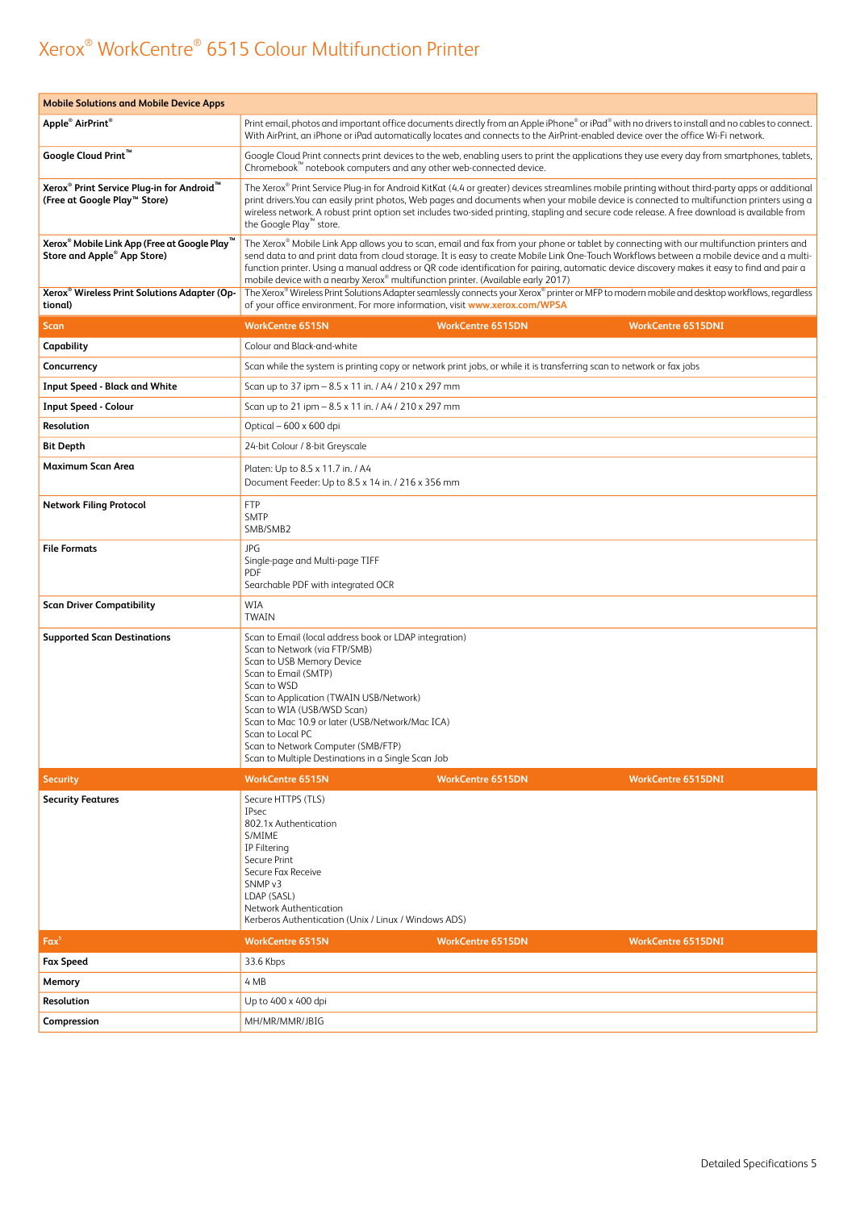# Xerox® WorkCentre® 6515 Colour Multifunction Printer

| Mobile Solutions and Mobile Device Apps | | | |
|---|---|---|---|
| **Apple® AirPrint®** | Print email, photos and important office documents directly from an Apple iPhone® or iPad® with no drivers to install and no cables to connect. With AirPrint, an iPhone or iPad automatically locates and connects to the AirPrint-enabled device over the office Wi-Fi network. | | |
| **Google Cloud Print™** | Google Cloud Print connects print devices to the web, enabling users to print the applications they use every day from smartphones, tablets, Chromebook™ notebook computers and any other web-connected device. | | |
| **Xerox® Print Service Plug-in for Android™ (Free at Google Play™ Store)** | The Xerox® Print Service Plug-in for Android KitKat (4.4 or greater) devices streamlines mobile printing without third-party apps or additional print drivers.You can easily print photos, Web pages and documents when your mobile device is connected to multifunction printers using a wireless network. A robust print option set includes two-sided printing, stapling and secure code release. A free download is available from the Google Play™ store. | | |
| **Xerox® Mobile Link App (Free at Google Play™ Store and Apple® App Store)** | The Xerox® Mobile Link App allows you to scan, email and fax from your phone or tablet by connecting with our multifunction printers and send data to and print data from cloud storage. It is easy to create Mobile Link One-Touch Workflows between a mobile device and a multi-function printer. Using a manual address or QR code identification for pairing, automatic device discovery makes it easy to find and pair a mobile device with a nearby Xerox® multifunction printer. (Available early 2017) | | |
| **Xerox® Wireless Print Solutions Adapter (Optional)** | The Xerox® Wireless Print Solutions Adapter seamlessly connects your Xerox® printer or MFP to modern mobile and desktop workflows, regardless of your office environment. For more information, visit www.xerox.com/WPSA | | |
| **Scan** | **WorkCentre 6515N** | **WorkCentre 6515DN** | **WorkCentre 6515DNI** |
| **Capability** | Colour and Black-and-white | | |
| **Concurrency** | Scan while the system is printing copy or network print jobs, or while it is transferring scan to network or fax jobs | | |
| **Input Speed - Black and White** | Scan up to 37 ipm – 8.5 x 11 in. / A4 / 210 x 297 mm | | |
| **Input Speed - Colour** | Scan up to 21 ipm – 8.5 x 11 in. / A4 / 210 x 297 mm | | |
| **Resolution** | Optical – 600 x 600 dpi | | |
| **Bit Depth** | 24-bit Colour / 8-bit Greyscale | | |
| **Maximum Scan Area** | Platen: Up to 8.5 x 11.7 in. / A4<br>Document Feeder: Up to 8.5 x 14 in. / 216 x 356 mm | | |
| **Network Filing Protocol** | FTP<br>SMTP<br>SMB/SMB2 | | |
| **File Formats** | JPG<br>Single-page and Multi-page TIFF<br>PDF<br>Searchable PDF with integrated OCR | | |
| **Scan Driver Compatibility** | WIA<br>TWAIN | | |
| **Supported Scan Destinations** | Scan to Email (local address book or LDAP integration)<br>Scan to Network (via FTP/SMB)<br>Scan to USB Memory Device<br>Scan to Email (SMTP)<br>Scan to WSD<br>Scan to Application (TWAIN USB/Network)<br>Scan to WIA (USB/WSD Scan)<br>Scan to Mac 10.9 or later (USB/Network/Mac ICA)<br>Scan to Local PC<br>Scan to Network Computer (SMB/FTP)<br>Scan to Multiple Destinations in a Single Scan Job | | |
| **Security** | **WorkCentre 6515N** | **WorkCentre 6515DN** | **WorkCentre 6515DNI** |
| **Security Features** | Secure HTTPS (TLS)<br>IPsec<br>802.1x Authentication<br>S/MIME<br>IP Filtering<br>Secure Print<br>Secure Fax Receive<br>SNMP v3<br>LDAP (SASL)<br>Network Authentication<br>Kerberos Authentication (Unix / Linux / Windows ADS) | | |
| **Fax**[5] | **WorkCentre 6515N** | **WorkCentre 6515DN** | **WorkCentre 6515DNI** |
| **Fax Speed** | 33.6 Kbps | | |
| **Memory** | 4 MB | | |
| **Resolution** | Up to 400 x 400 dpi | | |
| **Compression** | MH/MR/MMR/JBIG | | |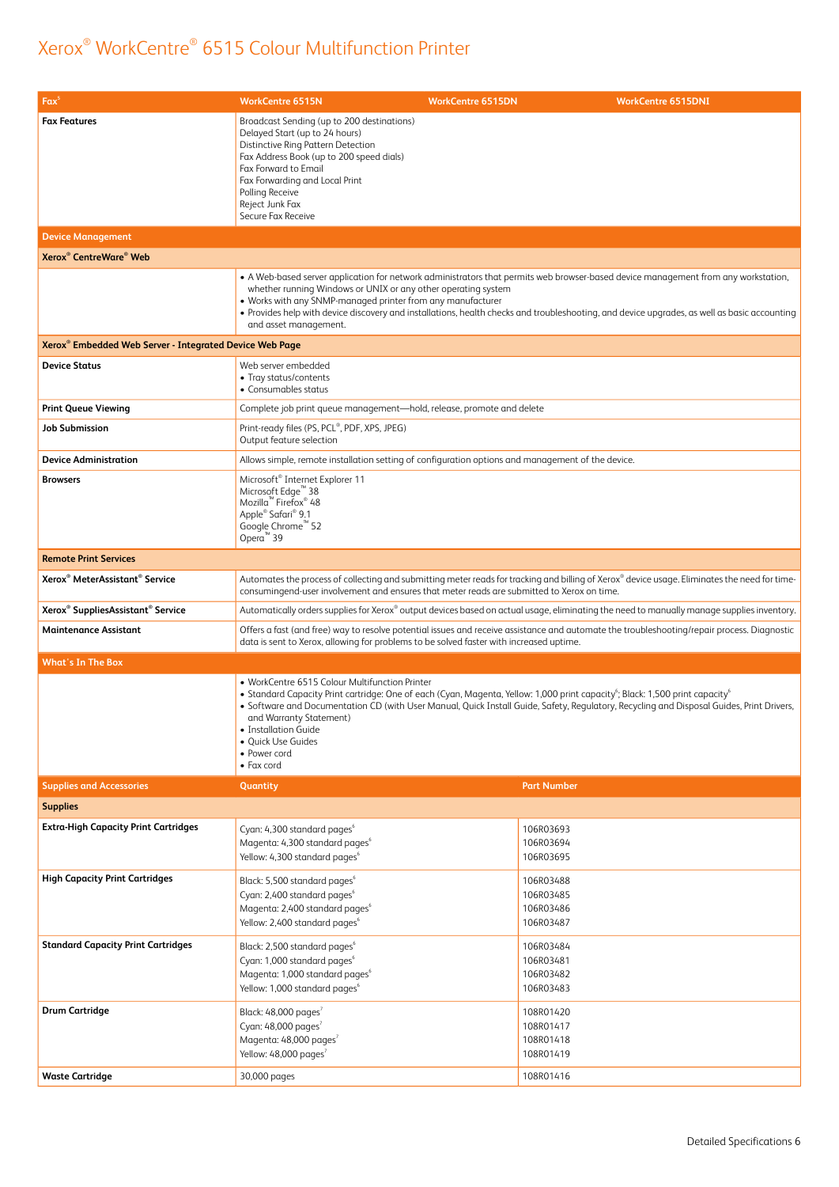# Xerox® WorkCentre® 6515 Colour Multifunction Printer

| Fax[5] | WorkCentre 6515N | WorkCentre 6515DN | WorkCentre 6515DNI |
|---|---|---|---|
| **Fax Features** | Broadcast Sending (up to 200 destinations)<br>Delayed Start (up to 24 hours)<br>Distinctive Ring Pattern Detection<br>Fax Address Book (up to 200 speed dials)<br>Fax Forward to Email<br>Fax Forwarding and Local Print<br>Polling Receive<br>Reject Junk Fax<br>Secure Fax Receive | | |
| **Device Management** | | | |
| **Xerox® CentreWare® Web** | | | |
| | • A Web-based server application for network administrators that permits web browser-based device management from any workstation, whether running Windows or UNIX or any other operating system<br>• Works with any SNMP-managed printer from any manufacturer<br>• Provides help with device discovery and installations, health checks and troubleshooting, and device upgrades, as well as basic accounting and asset management. | | |
| **Xerox® Embedded Web Server - Integrated Device Web Page** | | | |
| **Device Status** | Web server embedded<br>• Tray status/contents<br>• Consumables status | | |
| **Print Queue Viewing** | Complete job print queue management—hold, release, promote and delete | | |
| **Job Submission** | Print-ready files (PS, PCL®, PDF, XPS, JPEG)<br>Output feature selection | | |
| **Device Administration** | Allows simple, remote installation setting of configuration options and management of the device. | | |
| **Browsers** | Microsoft® Internet Explorer 11<br>Microsoft Edge™ 38<br>Mozilla™ Firefox® 48<br>Apple® Safari® 9.1<br>Google Chrome™ 52<br>Opera™ 39 | | |
| **Remote Print Services** | | | |
| **Xerox® MeterAssistant® Service** | Automates the process of collecting and submitting meter reads for tracking and billing of Xerox® device usage. Eliminates the need for time-consumingend-user involvement and ensures that meter reads are submitted to Xerox on time. | | |
| **Xerox® SuppliesAssistant® Service** | Automatically orders supplies for Xerox® output devices based on actual usage, eliminating the need to manually manage supplies inventory. | | |
| **Maintenance Assistant** | Offers a fast (and free) way to resolve potential issues and receive assistance and automate the troubleshooting/repair process. Diagnostic data is sent to Xerox, allowing for problems to be solved faster with increased uptime. | | |
| **What's In The Box** | | | |
| | • WorkCentre 6515 Colour Multifunction Printer<br>• Standard Capacity Print cartridge: One of each (Cyan, Magenta, Yellow: 1,000 print capacity[6]; Black: 1,500 print capacity[6]<br>• Software and Documentation CD (with User Manual, Quick Install Guide, Safety, Regulatory, Recycling and Disposal Guides, Print Drivers, and Warranty Statement)<br>• Installation Guide<br>• Quick Use Guides<br>• Power cord<br>• Fax cord | | |

| Supplies and Accessories | Quantity | Part Number |
|---|---|---|
| **Supplies** | | |
| **Extra-High Capacity Print Cartridges** | Cyan: 4,300 standard pages[6]<br>Magenta: 4,300 standard pages[6]<br>Yellow: 4,300 standard pages[6] | 106R03693<br>106R03694<br>106R03695 |
| **High Capacity Print Cartridges** | Black: 5,500 standard pages[6]<br>Cyan: 2,400 standard pages[6]<br>Magenta: 2,400 standard pages[6]<br>Yellow: 2,400 standard pages[6] | 106R03488<br>106R03485<br>106R03486<br>106R03487 |
| **Standard Capacity Print Cartridges** | Black: 2,500 standard pages[6]<br>Cyan: 1,000 standard pages[6]<br>Magenta: 1,000 standard pages[6]<br>Yellow: 1,000 standard pages[6] | 106R03484<br>106R03481<br>106R03482<br>106R03483 |
| **Drum Cartridge** | Black: 48,000 pages[7]<br>Cyan: 48,000 pages[7]<br>Magenta: 48,000 pages[7]<br>Yellow: 48,000 pages[7] | 108R01420<br>108R01417<br>108R01418<br>108R01419 |
| **Waste Cartridge** | 30,000 pages | 108R01416 |

Detailed Specifications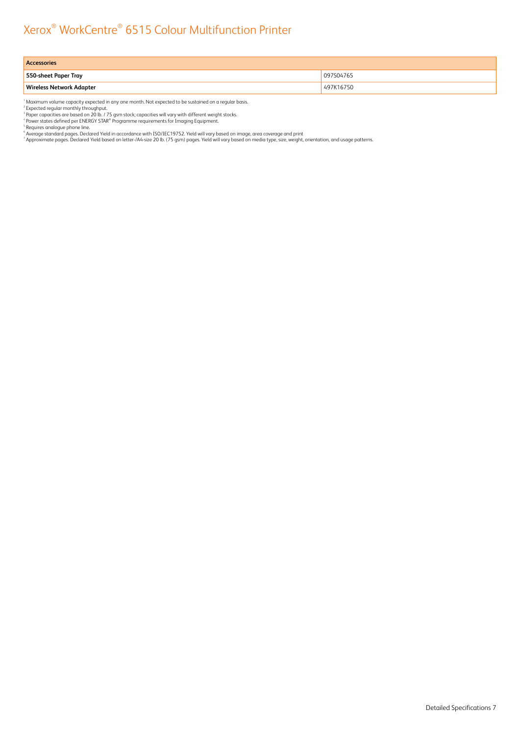| Accessories | |
| --- | --- |
| **550-sheet Paper Tray** | 097S04765 |
| **Wireless Network Adapter** | 497K16750 |

[1] Maximum volume capacity expected in any one month. Not expected to be sustained on a regular basis.
[2] Expected regular monthly throughput.
[3] Paper capacities are based on 20 lb. / 75 gsm stock; capacities will vary with different weight stocks.
[4] Power states defined per ENERGY STAR® Programme requirements for Imaging Equipment.
[5] Requires analogue phone line.
[6] Average standard pages. Declared Yield in accordance with ISO/IEC19752. Yield will vary based on image, area coverage and print
[7] Approximate pages. Declared Yield based on letter-/A4-size 20 lb. (75 gsm) pages. Yield will vary based on media type, size, weight, orientation, and usage patterns.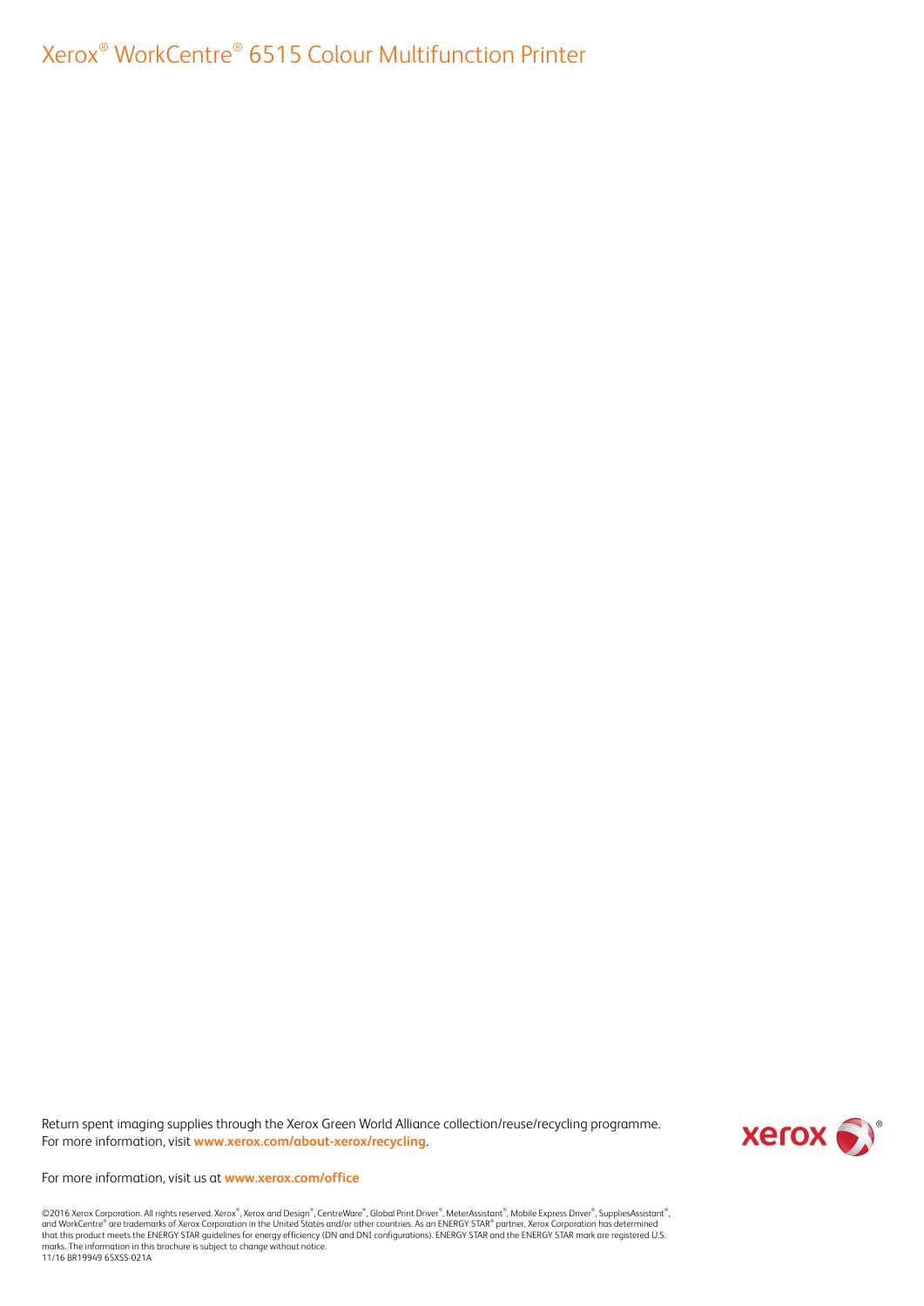# Xerox® WorkCentre® 6515 Colour Multifunction Printer

Return spent imaging supplies through the Xerox Green World Alliance collection/reuse/recycling programme. For more information, visit **www.xerox.com/about-xerox/recycling**.

For more information, visit us at **www.xerox.com/office**

©2016 Xerox Corporation. All rights reserved. Xerox®, Xerox and Design®, CentreWare®, Global Print Driver®, MeterAssistant®, Mobile Express Driver®, SuppliesAssistant®, and WorkCentre® are trademarks of Xerox Corporation in the United States and/or other countries. As an ENERGY STAR® partner, Xerox Corporation has determined that this product meets the ENERGY STAR guidelines for energy efficiency (DN and DNI configurations). ENERGY STAR and the ENERGY STAR mark are registered U.S. marks. The information in this brochure is subject to change without notice.
11/16 BR19949 65XSS-021A